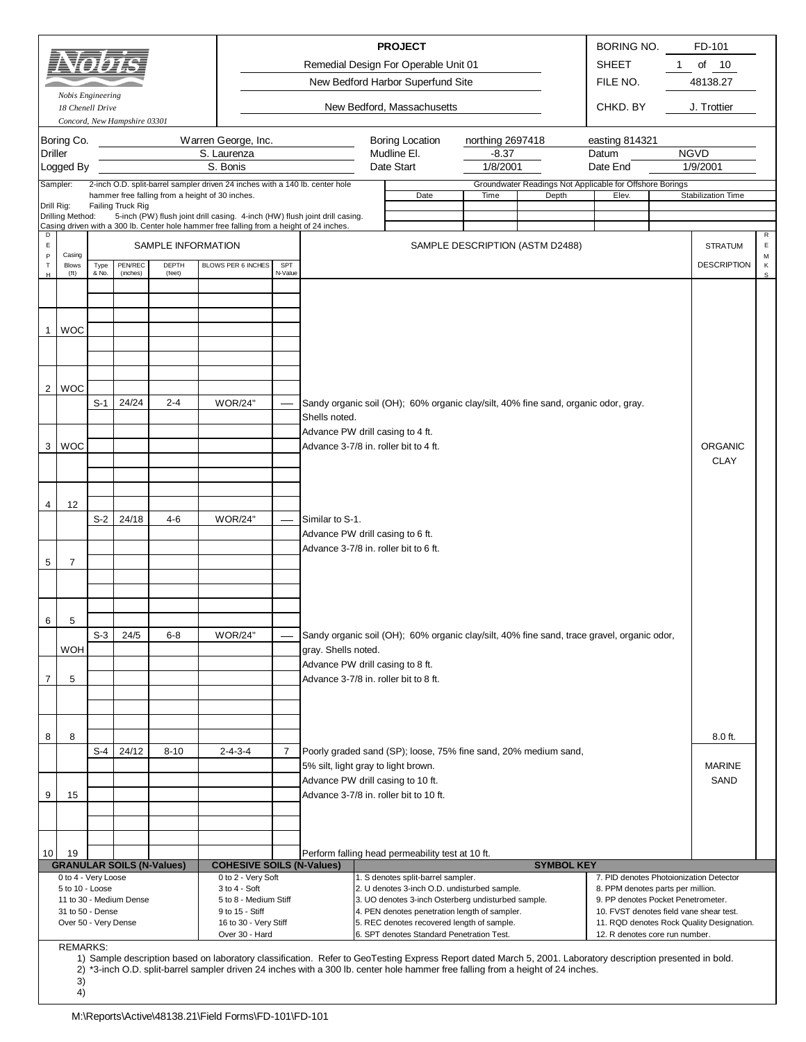**Nobis**

*Nobis Engineering*
*18 Chenell Drive*
*Concord, New Hampshire 03301*

| PROJECT | | |
|---|---|---|
| Remedial Design For Operable Unit 01 | BORING NO. | FD-101 |
| New Bedford Harbor Superfund Site | SHEET | 1 of 10 |
| New Bedford, Massachusetts | FILE NO. | 48138.27 |
| | CHKD. BY | J. Trottier |

| | | | | | |
|---|---|---|---|---|---|
| Boring Co. | Warren George, Inc. | Boring Location | northing 2697418 | easting 814321 | |
| Driller | S. Laurenza | Mudline El. | -8.37 | Datum | NGVD |
| Logged By | S. Bonis | Date Start | 1/8/2001 | Date End | 1/9/2001 |

Sampler: 2-inch O.D. split-barrel sampler driven 24 inches with a 140 lb. center hole hammer free falling from a height of 30 inches.
Drill Rig: Failing Truck Rig
Drilling Method: 5-inch (PW) flush joint drill casing. 4-inch (HW) flush joint drill casing. Casing driven with a 300 lb. Center hole hammer free falling from a height of 24 inches.

Groundwater Readings Not Applicable for Offshore Borings

| Date | Time | Depth | Elev. | Stabilization Time |
|---|---|---|---|---|
| | | | | |

| DEPTH | Casing Blows (ft) | Type & No. | PEN/REC (inches) | DEPTH (feet) | BLOWS PER 6 INCHES | SPT N-Value | SAMPLE DESCRIPTION (ASTM D2488) | STRATUM DESCRIPTION | REMARKS |
|---|---|---|---|---|---|---|---|---|---|
| 1 | WOC | | | | | | | | |
| 2 | WOC | | | | | | | | |
| | | S-1 | 24/24 | 2-4 | WOR/24" | — | Sandy organic soil (OH); 60% organic clay/silt, 40% fine sand, organic odor, gray. Shells noted. | | |
| | | | | | | | Advance PW drill casing to 4 ft. | | |
| 3 | WOC | | | | | | Advance 3-7/8 in. roller bit to 4 ft. | ORGANIC CLAY | |
| 4 | 12 | | | | | | | | |
| | | S-2 | 24/18 | 4-6 | WOR/24" | — | Similar to S-1. | | |
| | | | | | | | Advance PW drill casing to 6 ft. | | |
| | | | | | | | Advance 3-7/8 in. roller bit to 6 ft. | | |
| 5 | 7 | | | | | | | | |
| 6 | 5 | | | | | | | | |
| | | S-3 | 24/5 | 6-8 | WOR/24" | — | Sandy organic soil (OH); 60% organic clay/silt, 40% fine sand, trace gravel, organic odor, | | |
| | WOH | | | | | | gray. Shells noted. | | |
| | | | | | | | Advance PW drill casing to 8 ft. | | |
| 7 | 5 | | | | | | Advance 3-7/8 in. roller bit to 8 ft. | | |
| 8 | 8 | | | | | | | 8.0 ft. | |
| | | S-4 | 24/12 | 8-10 | 2-4-3-4 | 7 | Poorly graded sand (SP); loose, 75% fine sand, 20% medium sand, 5% silt, light gray to light brown. | MARINE SAND | |
| | | | | | | | Advance PW drill casing to 10 ft. | | |
| 9 | 15 | | | | | | Advance 3-7/8 in. roller bit to 10 ft. | | |
| 10 | 19 | | | | | | Perform falling head permeability test at 10 ft. | | |

| GRANULAR SOILS (N-Values) | COHESIVE SOILS (N-Values) | SYMBOL KEY | |
|---|---|---|---|
| 0 to 4 - Very Loose | 0 to 2 - Very Soft | 1. S denotes split-barrel sampler. | 7. PID denotes Photoionization Detector |
| 5 to 10 - Loose | 3 to 4 - Soft | 2. U denotes 3-inch O.D. undisturbed sample. | 8. PPM denotes parts per million. |
| 11 to 30 - Medium Dense | 5 to 8 - Medium Stiff | 3. UO denotes 3-inch Osterberg undisturbed sample. | 9. PP denotes Pocket Penetrometer. |
| 31 to 50 - Dense | 9 to 15 - Stiff | 4. PEN denotes penetration length of sampler. | 10. FVST denotes field vane shear test. |
| Over 50 - Very Dense | 16 to 30 - Very Stiff | 5. REC denotes recovered length of sample. | 11. RQD denotes Rock Quality Designation. |
| | Over 30 - Hard | 6. SPT denotes Standard Penetration Test. | 12. R denotes core run number. |

REMARKS:

1) Sample description based on laboratory classification. Refer to GeoTesting Express Report dated March 5, 2001. Laboratory description presented in bold.
2) *3-inch O.D. split-barrel sampler driven 24 inches with a 300 lb. center hole hammer free falling from a height of 24 inches.
3)
4)

M:\Reports\Active\48138.21\Field Forms\FD-101\FD-101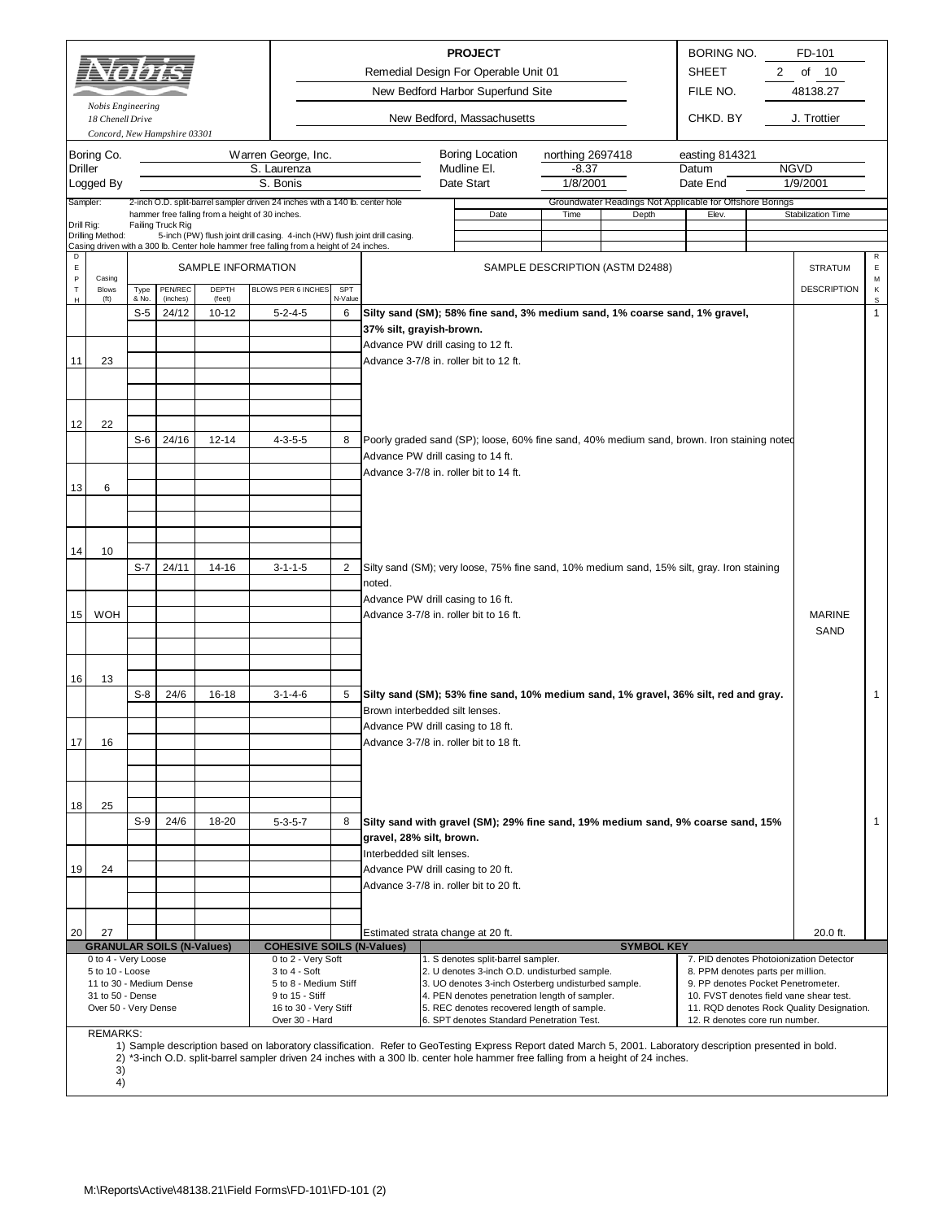**Nobis Engineering**
*18 Chenell Drive*
*Concord, New Hampshire 03301*

| PROJECT | |
|---|---|
| Remedial Design For Operable Unit 01 | |
| New Bedford Harbor Superfund Site | |
| New Bedford, Massachusetts | |

| BORING NO. | FD-101 |
|---|---|
| SHEET | 2 of 10 |
| FILE NO. | 48138.27 |
| CHKD. BY | J. Trottier |

| Boring Co. | Warren George, Inc. | Boring Location | northing 2697418 | easting 814321 |
|---|---|---|---|---|
| Driller | S. Laurenza | Mudline El. | -8.37 | Datum NGVD |
| Logged By | S. Bonis | Date Start | 1/8/2001 | Date End 1/9/2001 |

Sampler: 2-inch O.D. split-barrel sampler driven 24 inches with a 140 lb. center hole hammer free falling from a height of 30 inches.
Drill Rig: Failing Truck Rig
Drilling Method: 5-inch (PW) flush joint drill casing. 4-inch (HW) flush joint drill casing. Casing driven with a 300 lb. Center hole hammer free falling from a height of 24 inches.

Groundwater Readings Not Applicable for Offshore Borings

| Date | Time | Depth | Elev. | Stabilization Time |
|---|---|---|---|---|
| | | | | |

| DEPTH | Casing Blows (ft) | Type & No. | PEN/REC (inches) | DEPTH (feet) | BLOWS PER 6 INCHES | SPT N-Value | SAMPLE DESCRIPTION (ASTM D2488) | STRATUM DESCRIPTION | REMKS |
|---|---|---|---|---|---|---|---|---|---|
| | | S-5 | 24/12 | 10-12 | 5-2-4-5 | 6 | **Silty sand (SM); 58% fine sand, 3% medium sand, 1% coarse sand, 1% gravel, 37% silt, grayish-brown.** | | 1 |
| | | | | | | | Advance PW drill casing to 12 ft. | | |
| 11 | 23 | | | | | | Advance 3-7/8 in. roller bit to 12 ft. | | |
| 12 | 22 | | | | | | | | |
| | | S-6 | 24/16 | 12-14 | 4-3-5-5 | 8 | Poorly graded sand (SP); loose, 60% fine sand, 40% medium sand, brown. Iron staining noted | | |
| | | | | | | | Advance PW drill casing to 14 ft. | | |
| | | | | | | | Advance 3-7/8 in. roller bit to 14 ft. | | |
| 13 | 6 | | | | | | | | |
| 14 | 10 | | | | | | | | |
| | | S-7 | 24/11 | 14-16 | 3-1-1-5 | 2 | Silty sand (SM); very loose, 75% fine sand, 10% medium sand, 15% silt, gray. Iron staining noted. | | |
| | | | | | | | Advance PW drill casing to 16 ft. | | |
| 15 | WOH | | | | | | Advance 3-7/8 in. roller bit to 16 ft. | MARINE SAND | |
| 16 | 13 | | | | | | | | |
| | | S-8 | 24/6 | 16-18 | 3-1-4-6 | 5 | **Silty sand (SM); 53% fine sand, 10% medium sand, 1% gravel, 36% silt, red and gray.** Brown interbedded silt lenses. | | 1 |
| | | | | | | | Advance PW drill casing to 18 ft. | | |
| 17 | 16 | | | | | | Advance 3-7/8 in. roller bit to 18 ft. | | |
| 18 | 25 | | | | | | | | |
| | | S-9 | 24/6 | 18-20 | 5-3-5-7 | 8 | **Silty sand with gravel (SM); 29% fine sand, 19% medium sand, 9% coarse sand, 15% gravel, 28% silt, brown.** Interbedded silt lenses. | | 1 |
| 19 | 24 | | | | | | Advance PW drill casing to 20 ft. | | |
| | | | | | | | Advance 3-7/8 in. roller bit to 20 ft. | | |
| 20 | 27 | | | | | | Estimated strata change at 20 ft. | 20.0 ft. | |

| GRANULAR SOILS (N-Values) | COHESIVE SOILS (N-Values) | SYMBOL KEY | |
|---|---|---|---|
| 0 to 4 - Very Loose | 0 to 2 - Very Soft | 1. S denotes split-barrel sampler. | 7. PID denotes Photoionization Detector |
| 5 to 10 - Loose | 3 to 4 - Soft | 2. U denotes 3-inch O.D. undisturbed sample. | 8. PPM denotes parts per million. |
| 11 to 30 - Medium Dense | 5 to 8 - Medium Stiff | 3. UO denotes 3-inch Osterberg undisturbed sample. | 9. PP denotes Pocket Penetrometer. |
| 31 to 50 - Dense | 9 to 15 - Stiff | 4. PEN denotes penetration length of sampler. | 10. FVST denotes field vane shear test. |
| Over 50 - Very Dense | 16 to 30 - Very Stiff | 5. REC denotes recovered length of sample. | 11. RQD denotes Rock Quality Designation. |
| | Over 30 - Hard | 6. SPT denotes Standard Penetration Test. | 12. R denotes core run number. |

REMARKS:
1) Sample description based on laboratory classification. Refer to GeoTesting Express Report dated March 5, 2001. Laboratory description presented in bold.
2) *3-inch O.D. split-barrel sampler driven 24 inches with a 300 lb. center hole hammer free falling from a height of 24 inches.
3)
4)

M:\Reports\Active\48138.21\Field Forms\FD-101\FD-101 (2)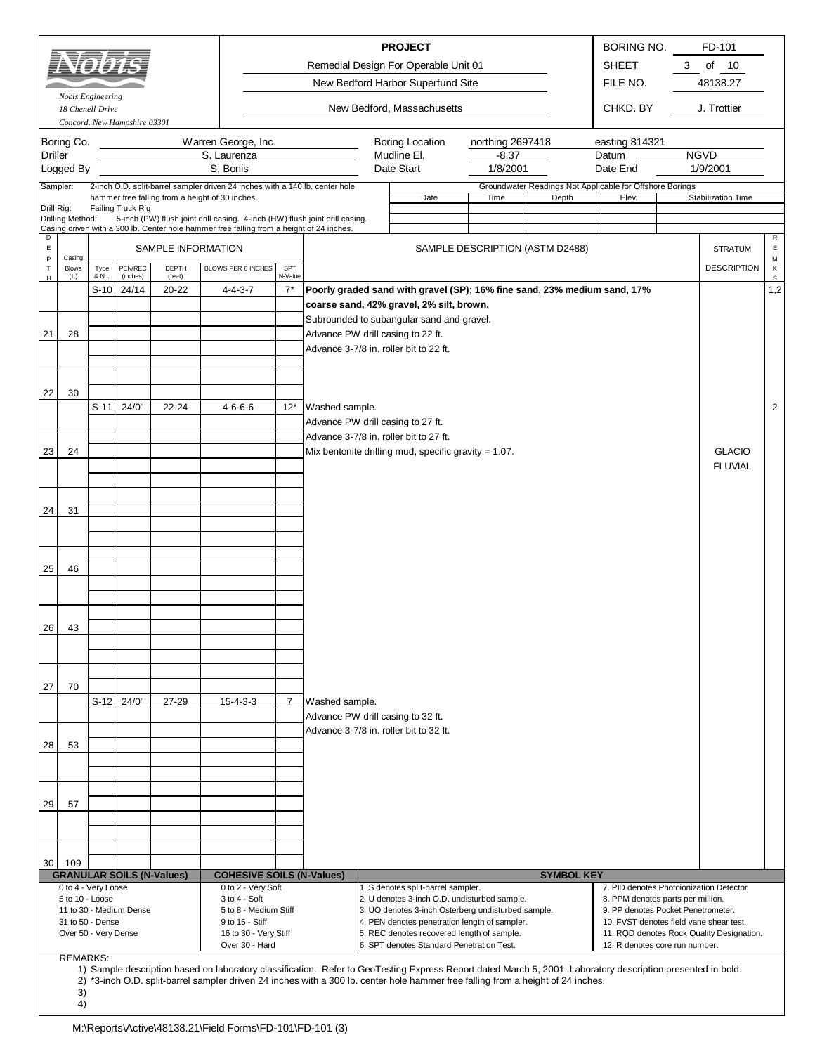**Nobis**

*Nobis Engineering*
*18 Chenell Drive*
*Concord, New Hampshire 03301*

| PROJECT | | |
|---|---|---|
| Remedial Design For Operable Unit 01 | BORING NO. | FD-101 |
| New Bedford Harbor Superfund Site | SHEET | 3 of 10 |
| | FILE NO. | 48138.27 |
| New Bedford, Massachusetts | CHKD. BY | J. Trottier |

| | | | | | |
|---|---|---|---|---|---|
| Boring Co. | Warren George, Inc. | Boring Location | northing 2697418 | easting 814321 | |
| Driller | S. Laurenza | Mudline El. | -8.37 | Datum | NGVD |
| Logged By | S, Bonis | Date Start | 1/8/2001 | Date End | 1/9/2001 |

Sampler: 2-inch O.D. split-barrel sampler driven 24 inches with a 140 lb. center hole hammer free falling from a height of 30 inches.
Drill Rig: Failing Truck Rig
Drilling Method: 5-inch (PW) flush joint drill casing. 4-inch (HW) flush joint drill casing. Casing driven with a 300 lb. Center hole hammer free falling from a height of 24 inches.

Groundwater Readings Not Applicable for Offshore Borings

| Date | Time | Depth | Elev. | Stabilization Time |
|---|---|---|---|---|
| | | | | |

| DEPTH | Casing Blows (ft) | Type & No. | PEN/REC (inches) | DEPTH (feet) | BLOWS PER 6 INCHES | SPT N-Value | SAMPLE DESCRIPTION (ASTM D2488) | STRATUM DESCRIPTION | REMKS |
|---|---|---|---|---|---|---|---|---|---|
| | | S-10 | 24/14 | 20-22 | 4-4-3-7 | 7* | **Poorly graded sand with gravel (SP); 16% fine sand, 23% medium sand, 17% coarse sand, 42% gravel, 2% silt, brown.** | | 1,2 |
| | | | | | | | Subrounded to subangular sand and gravel. | | |
| 21 | 28 | | | | | | Advance PW drill casing to 22 ft. | | |
| | | | | | | | Advance 3-7/8 in. roller bit to 22 ft. | | |
| 22 | 30 | | | | | | | | |
| | | S-11 | 24/0" | 22-24 | 4-6-6-6 | 12* | Washed sample. | | 2 |
| | | | | | | | Advance PW drill casing to 27 ft. | | |
| | | | | | | | Advance 3-7/8 in. roller bit to 27 ft. | | |
| 23 | 24 | | | | | | Mix bentonite drilling mud, specific gravity = 1.07. | GLACIO FLUVIAL | |
| 24 | 31 | | | | | | | | |
| 25 | 46 | | | | | | | | |
| 26 | 43 | | | | | | | | |
| 27 | 70 | | | | | | | | |
| | | S-12 | 24/0" | 27-29 | 15-4-3-3 | 7 | Washed sample. | | |
| | | | | | | | Advance PW drill casing to 32 ft. | | |
| | | | | | | | Advance 3-7/8 in. roller bit to 32 ft. | | |
| 28 | 53 | | | | | | | | |
| 29 | 57 | | | | | | | | |
| 30 | 109 | | | | | | | | |

| GRANULAR SOILS (N-Values) | COHESIVE SOILS (N-Values) | SYMBOL KEY | |
|---|---|---|---|
| 0 to 4 - Very Loose | 0 to 2 - Very Soft | 1. S denotes split-barrel sampler. | 7. PID denotes Photoionization Detector |
| 5 to 10 - Loose | 3 to 4 - Soft | 2. U denotes 3-inch O.D. undisturbed sample. | 8. PPM denotes parts per million. |
| 11 to 30 - Medium Dense | 5 to 8 - Medium Stiff | 3. UO denotes 3-inch Osterberg undisturbed sample. | 9. PP denotes Pocket Penetrometer. |
| 31 to 50 - Dense | 9 to 15 - Stiff | 4. PEN denotes penetration length of sampler. | 10. FVST denotes field vane shear test. |
| Over 50 - Very Dense | 16 to 30 - Very Stiff | 5. REC denotes recovered length of sample. | 11. RQD denotes Rock Quality Designation. |
| | Over 30 - Hard | 6. SPT denotes Standard Penetration Test. | 12. R denotes core run number. |

REMARKS:
1) Sample description based on laboratory classification. Refer to GeoTesting Express Report dated March 5, 2001. Laboratory description presented in bold.
2) *3-inch O.D. split-barrel sampler driven 24 inches with a 300 lb. center hole hammer free falling from a height of 24 inches.
3)
4)

M:\Reports\Active\48138.21\Field Forms\FD-101\FD-101 (3)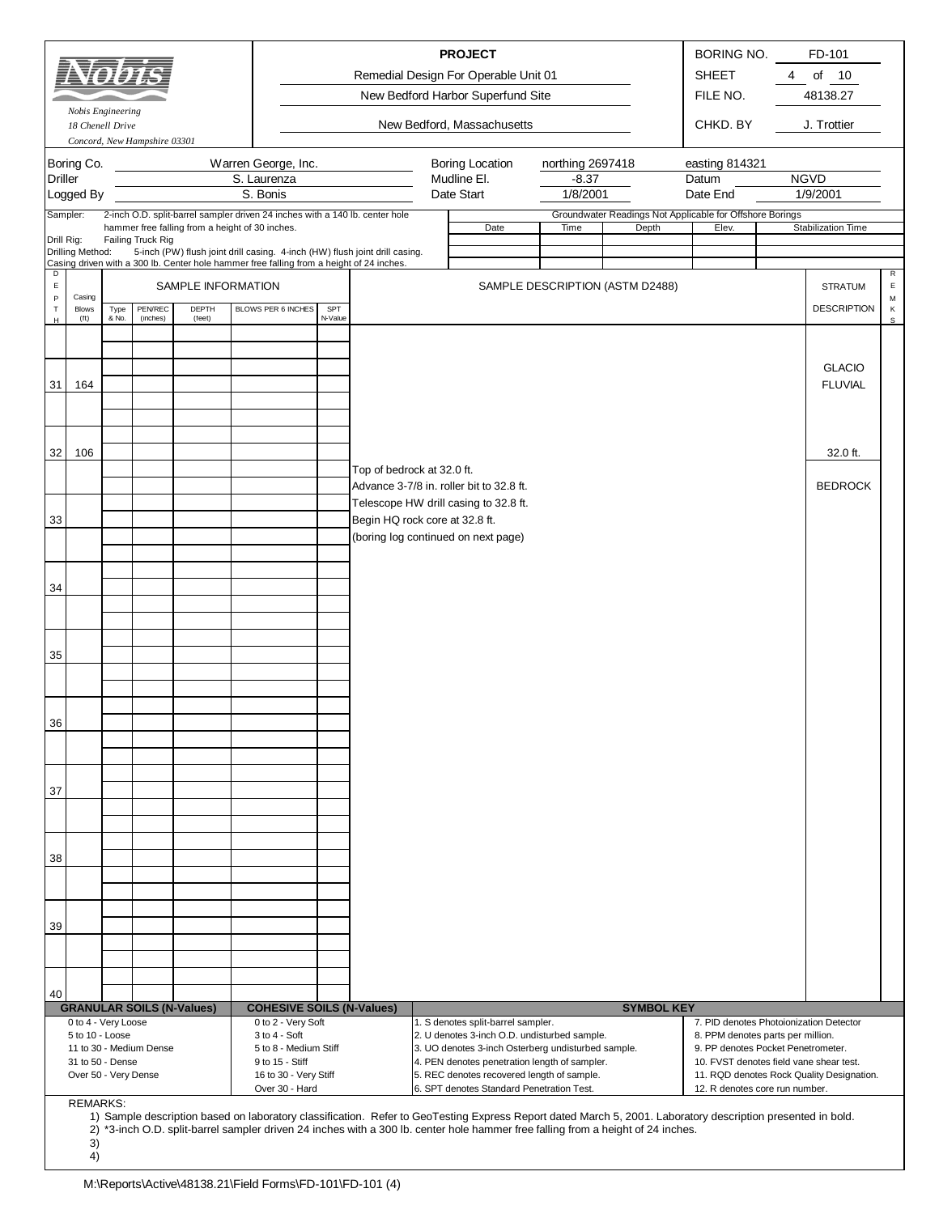| Nobis Engineering<br>18 Chenell Drive<br>Concord, New Hampshire 03301 | **PROJECT**<br>Remedial Design For Operable Unit 01<br>New Bedford Harbor Superfund Site<br>New Bedford, Massachusetts | BORING NO. | FD-101 |
|---|---|---|---|
| | | SHEET | 4 of 10 |
| | | FILE NO. | 48138.27 |
| | | CHKD. BY | J. Trottier |

| | | | | | |
|---|---|---|---|---|---|
| Boring Co. | Warren George, Inc. | Boring Location | northing 2697418 | easting 814321 | |
| Driller | S. Laurenza | Mudline El. | -8.37 | Datum | NGVD |
| Logged By | S. Bonis | Date Start | 1/8/2001 | Date End | 1/9/2001 |

Sampler: 2-inch O.D. split-barrel sampler driven 24 inches with a 140 lb. center hole hammer free falling from a height of 30 inches.
Drill Rig: Failing Truck Rig
Drilling Method: 5-inch (PW) flush joint drill casing. 4-inch (HW) flush joint drill casing.
Casing driven with a 300 lb. Center hole hammer free falling from a height of 24 inches.

Groundwater Readings Not Applicable for Offshore Borings

| Date | Time | Depth | Elev. | Stabilization Time |
|---|---|---|---|---|
| | | | | |

| DEPTH | Casing Blows (ft) | Type & No. | PEN/REC (inches) | DEPTH (feet) | BLOWS PER 6 INCHES | SPT N-Value | SAMPLE DESCRIPTION (ASTM D2488) | STRATUM DESCRIPTION | REMKS |
|---|---|---|---|---|---|---|---|---|---|
| | | | | | | | | GLACIO FLUVIAL | |
| 31 | 164 | | | | | | | | |
| 32 | 106 | | | | | | | 32.0 ft. | |
| | | | | | | | Top of bedrock at 32.0 ft.<br>Advance 3-7/8 in. roller bit to 32.8 ft.<br>Telescope HW drill casing to 32.8 ft.<br>Begin HQ rock core at 32.8 ft.<br>(boring log continued on next page) | BEDROCK | |
| 33 | | | | | | | | | |
| 34 | | | | | | | | | |
| 35 | | | | | | | | | |
| 36 | | | | | | | | | |
| 37 | | | | | | | | | |
| 38 | | | | | | | | | |
| 39 | | | | | | | | | |
| 40 | | | | | | | | | |

| GRANULAR SOILS (N-Values) | COHESIVE SOILS (N-Values) | SYMBOL KEY | |
|---|---|---|---|
| 0 to 4 - Very Loose | 0 to 2 - Very Soft | 1. S denotes split-barrel sampler. | 7. PID denotes Photoionization Detector |
| 5 to 10 - Loose | 3 to 4 - Soft | 2. U denotes 3-inch O.D. undisturbed sample. | 8. PPM denotes parts per million. |
| 11 to 30 - Medium Dense | 5 to 8 - Medium Stiff | 3. UO denotes 3-inch Osterberg undisturbed sample. | 9. PP denotes Pocket Penetrometer. |
| 31 to 50 - Dense | 9 to 15 - Stiff | 4. PEN denotes penetration length of sampler. | 10. FVST denotes field vane shear test. |
| Over 50 - Very Dense | 16 to 30 - Very Stiff | 5. REC denotes recovered length of sample. | 11. RQD denotes Rock Quality Designation. |
| | Over 30 - Hard | 6. SPT denotes Standard Penetration Test. | 12. R denotes core run number. |

REMARKS:
1) Sample description based on laboratory classification. Refer to GeoTesting Express Report dated March 5, 2001. Laboratory description presented in bold.
2) *3-inch O.D. split-barrel sampler driven 24 inches with a 300 lb. center hole hammer free falling from a height of 24 inches.
3)
4)

M:\Reports\Active\48138.21\Field Forms\FD-101\FD-101 (4)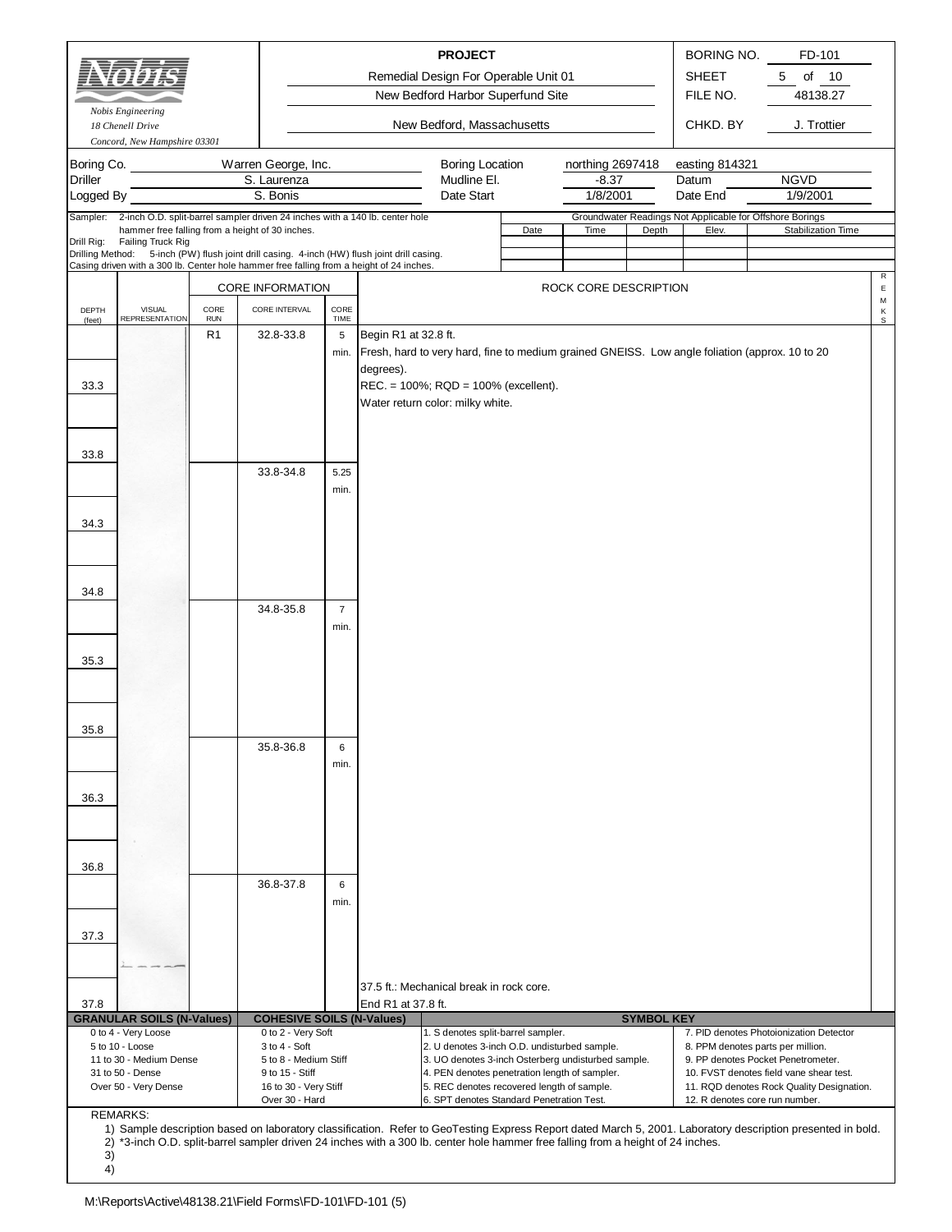Nobis Engineering
18 Chenell Drive
Concord, New Hampshire 03301

| PROJECT | | |
|---|---|---|
| Remedial Design For Operable Unit 01 | BORING NO. | FD-101 |
| New Bedford Harbor Superfund Site | SHEET | 5 of 10 |
| | FILE NO. | 48138.27 |
| New Bedford, Massachusetts | CHKD. BY | J. Trottier |

| | | | | | |
|---|---|---|---|---|---|
| Boring Co. | Warren George, Inc. | Boring Location | northing 2697418 | easting 814321 | |
| Driller | S. Laurenza | Mudline El. | -8.37 | Datum | NGVD |
| Logged By | S. Bonis | Date Start | 1/8/2001 | Date End | 1/9/2001 |

Sampler: 2-inch O.D. split-barrel sampler driven 24 inches with a 140 lb. center hole hammer free falling from a height of 30 inches.
Drill Rig: Failing Truck Rig
Drilling Method: 5-inch (PW) flush joint drill casing. 4-inch (HW) flush joint drill casing. Casing driven with a 300 lb. Center hole hammer free falling from a height of 24 inches.

Groundwater Readings Not Applicable for Offshore Borings

| Date | Time | Depth | Elev. | Stabilization Time |
|---|---|---|---|---|
| | | | | |

| DEPTH (feet) | VISUAL REPRESENTATION | CORE RUN | CORE INTERVAL | CORE TIME | ROCK CORE DESCRIPTION | REMKS |
|---|---|---|---|---|---|---|
| | | R1 | 32.8-33.8 | 5 min. | Begin R1 at 32.8 ft. Fresh, hard to very hard, fine to medium grained GNEISS. Low angle foliation (approx. 10 to 20 degrees). REC. = 100%; RQD = 100% (excellent). Water return color: milky white. | |
| 33.3 | | | | | | |
| 33.8 | | | 33.8-34.8 | 5.25 min. | | |
| 34.3 | | | | | | |
| 34.8 | | | 34.8-35.8 | 7 min. | | |
| 35.3 | | | | | | |
| 35.8 | | | 35.8-36.8 | 6 min. | | |
| 36.3 | | | | | | |
| 36.8 | | | 36.8-37.8 | 6 min. | | |
| 37.3 | | | | | | |
| | | | | | 37.5 ft.: Mechanical break in rock core. | |
| 37.8 | | | | | End R1 at 37.8 ft. | |

| GRANULAR SOILS (N-Values) | COHESIVE SOILS (N-Values) | SYMBOL KEY | |
|---|---|---|---|
| 0 to 4 - Very Loose | 0 to 2 - Very Soft | 1. S denotes split-barrel sampler. | 7. PID denotes Photoionization Detector |
| 5 to 10 - Loose | 3 to 4 - Soft | 2. U denotes 3-inch O.D. undisturbed sample. | 8. PPM denotes parts per million. |
| 11 to 30 - Medium Dense | 5 to 8 - Medium Stiff | 3. UO denotes 3-inch Osterberg undisturbed sample. | 9. PP denotes Pocket Penetrometer. |
| 31 to 50 - Dense | 9 to 15 - Stiff | 4. PEN denotes penetration length of sampler. | 10. FVST denotes field vane shear test. |
| Over 50 - Very Dense | 16 to 30 - Very Stiff | 5. REC denotes recovered length of sample. | 11. RQD denotes Rock Quality Designation. |
| | Over 30 - Hard | 6. SPT denotes Standard Penetration Test. | 12. R denotes core run number. |

REMARKS:
1) Sample description based on laboratory classification. Refer to GeoTesting Express Report dated March 5, 2001. Laboratory description presented in bold.
2) *3-inch O.D. split-barrel sampler driven 24 inches with a 300 lb. center hole hammer free falling from a height of 24 inches.
3)
4)

M:\Reports\Active\48138.21\Field Forms\FD-101\FD-101 (5)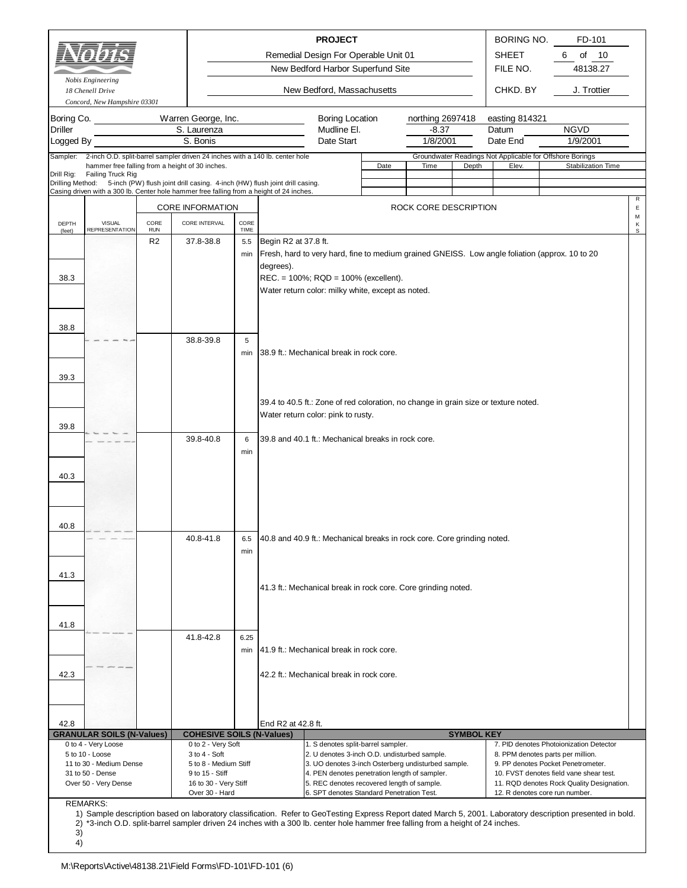**Nobis Engineering**
*18 Chenell Drive*
*Concord, New Hampshire 03301*

**PROJECT**
Remedial Design For Operable Unit 01
New Bedford Harbor Superfund Site
New Bedford, Massachusetts

| | |
|---|---|
| BORING NO. | FD-101 |
| SHEET | 6 of 10 |
| FILE NO. | 48138.27 |
| CHKD. BY | J. Trottier |

| | | | | | |
|---|---|---|---|---|---|
| Boring Co. | Warren George, Inc. | Boring Location | northing 2697418 | easting 814321 | |
| Driller | S. Laurenza | Mudline El. | -8.37 | Datum | NGVD |
| Logged By | S. Bonis | Date Start | 1/8/2001 | Date End | 1/9/2001 |

Sampler: 2-inch O.D. split-barrel sampler driven 24 inches with a 140 lb. center hole hammer free falling from a height of 30 inches.
Drill Rig: Failing Truck Rig
Drilling Method: 5-inch (PW) flush joint drill casing. 4-inch (HW) flush joint drill casing. Casing driven with a 300 lb. Center hole hammer free falling from a height of 24 inches.

Groundwater Readings Not Applicable for Offshore Borings

| Date | Time | Depth | Elev. | Stabilization Time |
|---|---|---|---|---|
| | | | | |

| DEPTH (feet) | VISUAL REPRESENTATION | CORE RUN | CORE INTERVAL | CORE TIME | ROCK CORE DESCRIPTION | REMKS |
|---|---|---|---|---|---|---|
| | | R2 | 37.8-38.8 | 5.5 min | Begin R2 at 37.8 ft. Fresh, hard to very hard, fine to medium grained GNEISS. Low angle foliation (approx. 10 to 20 degrees). REC. = 100%; RQD = 100% (excellent). Water return color: milky white, except as noted. | |
| 38.3 | | | | | | |
| 38.8 | | | 38.8-39.8 | 5 min | 38.9 ft.: Mechanical break in rock core. | |
| 39.3 | | | | | 39.4 to 40.5 ft.: Zone of red coloration, no change in grain size or texture noted. Water return color: pink to rusty. | |
| 39.8 | | | 39.8-40.8 | 6 min | 39.8 and 40.1 ft.: Mechanical breaks in rock core. | |
| 40.3 | | | | | | |
| 40.8 | | | 40.8-41.8 | 6.5 min | 40.8 and 40.9 ft.: Mechanical breaks in rock core. Core grinding noted. | |
| 41.3 | | | | | 41.3 ft.: Mechanical break in rock core. Core grinding noted. | |
| 41.8 | | | 41.8-42.8 | 6.25 min | 41.9 ft.: Mechanical break in rock core. | |
| 42.3 | | | | | 42.2 ft.: Mechanical break in rock core. | |
| 42.8 | | | | | End R2 at 42.8 ft. | |

| GRANULAR SOILS (N-Values) | COHESIVE SOILS (N-Values) | SYMBOL KEY | |
|---|---|---|---|
| 0 to 4 - Very Loose | 0 to 2 - Very Soft | 1. S denotes split-barrel sampler. | 7. PID denotes Photoionization Detector |
| 5 to 10 - Loose | 3 to 4 - Soft | 2. U denotes 3-inch O.D. undisturbed sample. | 8. PPM denotes parts per million. |
| 11 to 30 - Medium Dense | 5 to 8 - Medium Stiff | 3. UO denotes 3-inch Osterberg undisturbed sample. | 9. PP denotes Pocket Penetrometer. |
| 31 to 50 - Dense | 9 to 15 - Stiff | 4. PEN denotes penetration length of sampler. | 10. FVST denotes field vane shear test. |
| Over 50 - Very Dense | 16 to 30 - Very Stiff | 5. REC denotes recovered length of sample. | 11. RQD denotes Rock Quality Designation. |
| | Over 30 - Hard | 6. SPT denotes Standard Penetration Test. | 12. R denotes core run number. |

REMARKS:
1) Sample description based on laboratory classification. Refer to GeoTesting Express Report dated March 5, 2001. Laboratory description presented in bold.
2) *3-inch O.D. split-barrel sampler driven 24 inches with a 300 lb. center hole hammer free falling from a height of 24 inches.
3)
4)

M:\Reports\Active\48138.21\Field Forms\FD-101\FD-101 (6)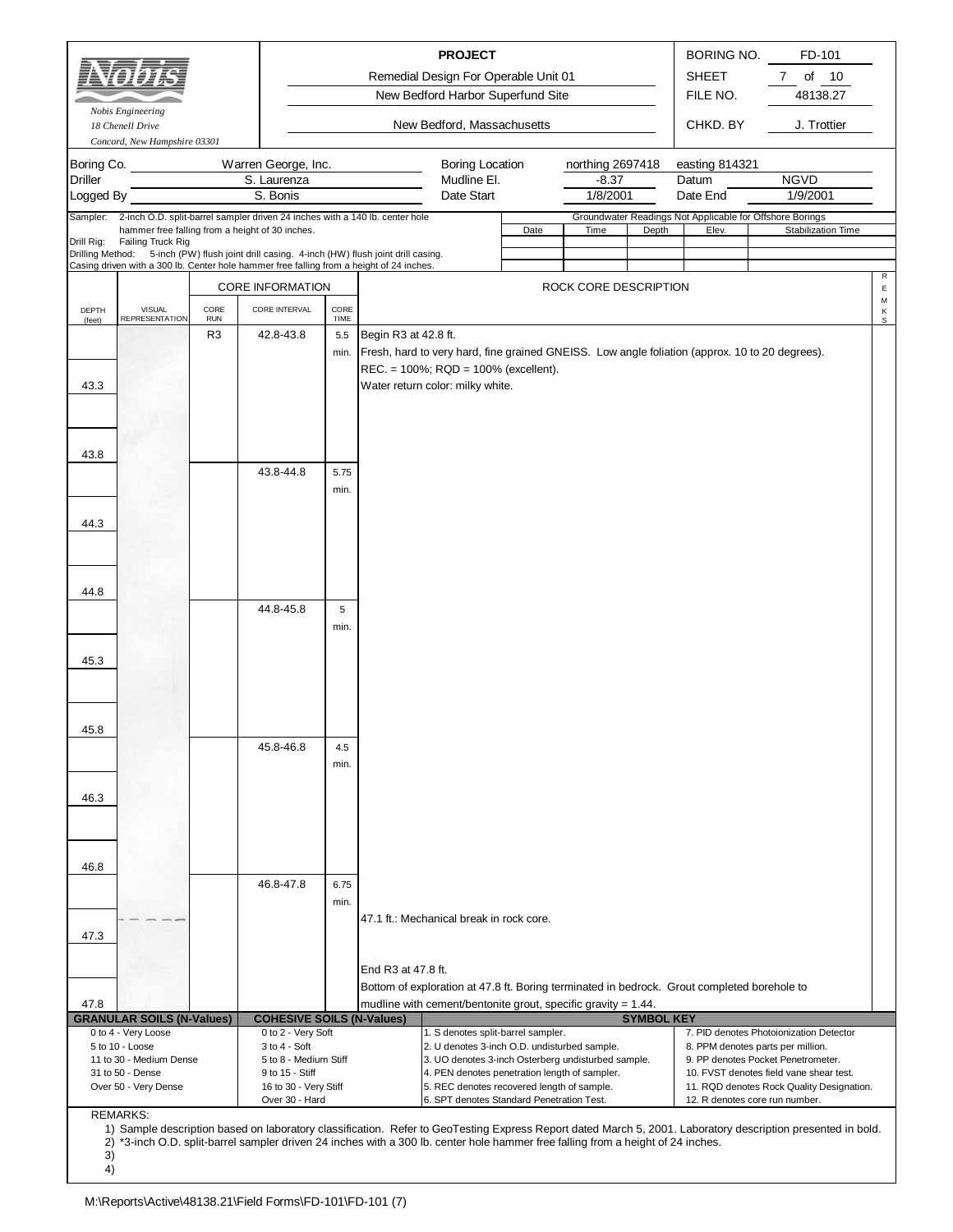Nobis Engineering
18 Chenell Drive
Concord, New Hampshire 03301

**PROJECT**
Remedial Design For Operable Unit 01
New Bedford Harbor Superfund Site
New Bedford, Massachusetts

| | |
|---|---|
| BORING NO. | FD-101 |
| SHEET | 7 of 10 |
| FILE NO. | 48138.27 |
| CHKD. BY | J. Trottier |

| | | | | | |
|---|---|---|---|---|---|
| Boring Co. | Warren George, Inc. | Boring Location | northing 2697418 | easting 814321 | |
| Driller | S. Laurenza | Mudline El. | -8.37 | Datum | NGVD |
| Logged By | S. Bonis | Date Start | 1/8/2001 | Date End | 1/9/2001 |

Sampler: 2-inch O.D. split-barrel sampler driven 24 inches with a 140 lb. center hole hammer free falling from a height of 30 inches.
Drill Rig: Failing Truck Rig
Drilling Method: 5-inch (PW) flush joint drill casing. 4-inch (HW) flush joint drill casing. Casing driven with a 300 lb. Center hole hammer free falling from a height of 24 inches.

Groundwater Readings Not Applicable for Offshore Borings

| Date | Time | Depth | Elev. | Stabilization Time |
|---|---|---|---|---|
| | | | | |
| | | | | |

| DEPTH (feet) | VISUAL REPRESENTATION | CORE RUN | CORE INTERVAL | CORE TIME | ROCK CORE DESCRIPTION | REMKS |
|---|---|---|---|---|---|---|
| | | R3 | 42.8-43.8 | 5.5 min. | Begin R3 at 42.8 ft. Fresh, hard to very hard, fine grained GNEISS. Low angle foliation (approx. 10 to 20 degrees). REC. = 100%; RQD = 100% (excellent). Water return color: milky white. | |
| 43.3 | | | | | | |
| 43.8 | | | 43.8-44.8 | 5.75 min. | | |
| 44.3 | | | | | | |
| 44.8 | | | 44.8-45.8 | 5 min. | | |
| 45.3 | | | | | | |
| 45.8 | | | 45.8-46.8 | 4.5 min. | | |
| 46.3 | | | | | | |
| 46.8 | | | 46.8-47.8 | 6.75 min. | 47.1 ft.: Mechanical break in rock core. | |
| 47.3 | | | | | End R3 at 47.8 ft. Bottom of exploration at 47.8 ft. Boring terminated in bedrock. Grout completed borehole to mudline with cement/bentonite grout, specific gravity = 1.44. | |
| 47.8 | | | | | | |

| GRANULAR SOILS (N-Values) | COHESIVE SOILS (N-Values) | SYMBOL KEY | |
|---|---|---|---|
| 0 to 4 - Very Loose | 0 to 2 - Very Soft | 1. S denotes split-barrel sampler. | 7. PID denotes Photoionization Detector |
| 5 to 10 - Loose | 3 to 4 - Soft | 2. U denotes 3-inch O.D. undisturbed sample. | 8. PPM denotes parts per million. |
| 11 to 30 - Medium Dense | 5 to 8 - Medium Stiff | 3. UO denotes 3-inch Osterberg undisturbed sample. | 9. PP denotes Pocket Penetrometer. |
| 31 to 50 - Dense | 9 to 15 - Stiff | 4. PEN denotes penetration length of sampler. | 10. FVST denotes field vane shear test. |
| Over 50 - Very Dense | 16 to 30 - Very Stiff | 5. REC denotes recovered length of sample. | 11. RQD denotes Rock Quality Designation. |
| | Over 30 - Hard | 6. SPT denotes Standard Penetration Test. | 12. R denotes core run number. |

REMARKS:
1) Sample description based on laboratory classification. Refer to GeoTesting Express Report dated March 5, 2001. Laboratory description presented in bold.
2) *3-inch O.D. split-barrel sampler driven 24 inches with a 300 lb. center hole hammer free falling from a height of 24 inches.
3)
4)

M:\Reports\Active\48138.21\Field Forms\FD-101\FD-101 (7)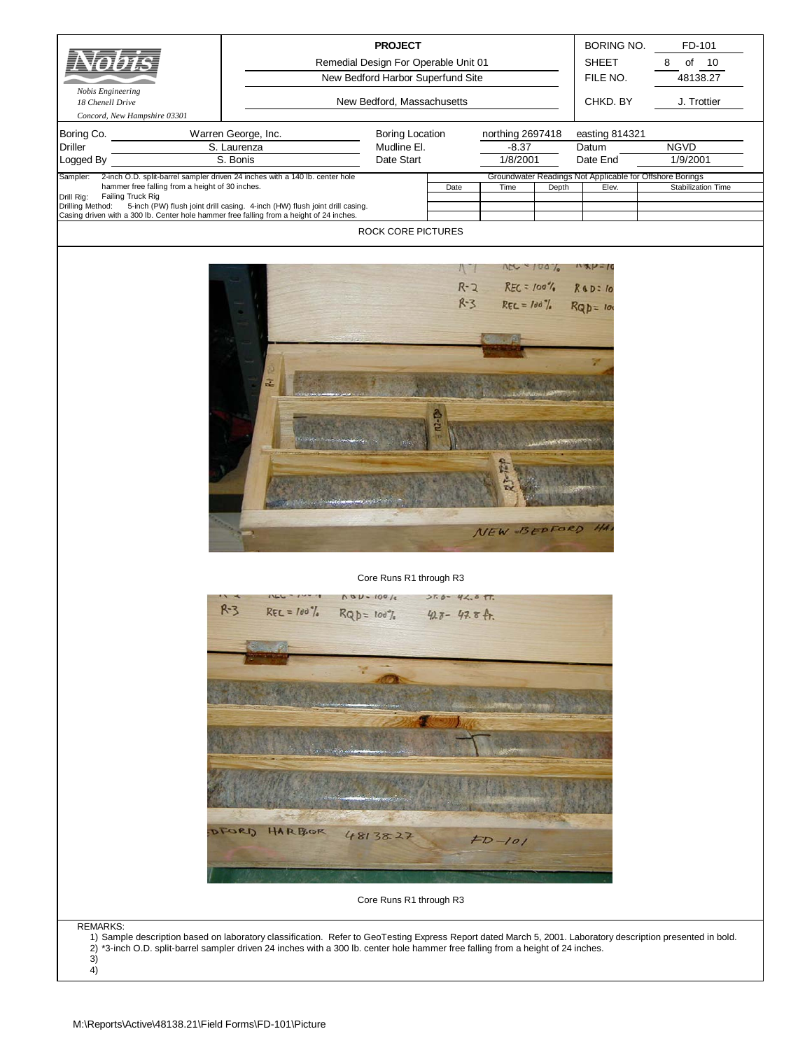**Nobis Engineering**
*18 Chenell Drive*
*Concord, New Hampshire 03301*

| PROJECT | | |
|---|---|---|
| Remedial Design For Operable Unit 01 | BORING NO. | FD-101 |
| New Bedford Harbor Superfund Site | SHEET | 8 of 10 |
| | FILE NO. | 48138.27 |
| New Bedford, Massachusetts | CHKD. BY | J. Trottier |

| | | | | | |
|---|---|---|---|---|---|
| Boring Co. | Warren George, Inc. | Boring Location | northing 2697418 | easting 814321 | |
| Driller | S. Laurenza | Mudline El. | -8.37 | Datum | NGVD |
| Logged By | S. Bonis | Date Start | 1/8/2001 | Date End | 1/9/2001 |

Sampler: 2-inch O.D. split-barrel sampler driven 24 inches with a 140 lb. center hole hammer free falling from a height of 30 inches.
Drill Rig: Failing Truck Rig
Drilling Method: 5-inch (PW) flush joint drill casing. 4-inch (HW) flush joint drill casing. Casing driven with a 300 lb. Center hole hammer free falling from a height of 24 inches.

| Groundwater Readings Not Applicable for Offshore Borings | | | | |
|---|---|---|---|---|
| Date | Time | Depth | Elev. | Stabilization Time |
| | | | | |
| | | | | |

ROCK CORE PICTURES

Core Runs R1 through R3

Core Runs R1 through R3

REMARKS:
1) Sample description based on laboratory classification. Refer to GeoTesting Express Report dated March 5, 2001. Laboratory description presented in bold.
2) *3-inch O.D. split-barrel sampler driven 24 inches with a 300 lb. center hole hammer free falling from a height of 24 inches.
3)
4)

M:\Reports\Active\48138.21\Field Forms\FD-101\Picture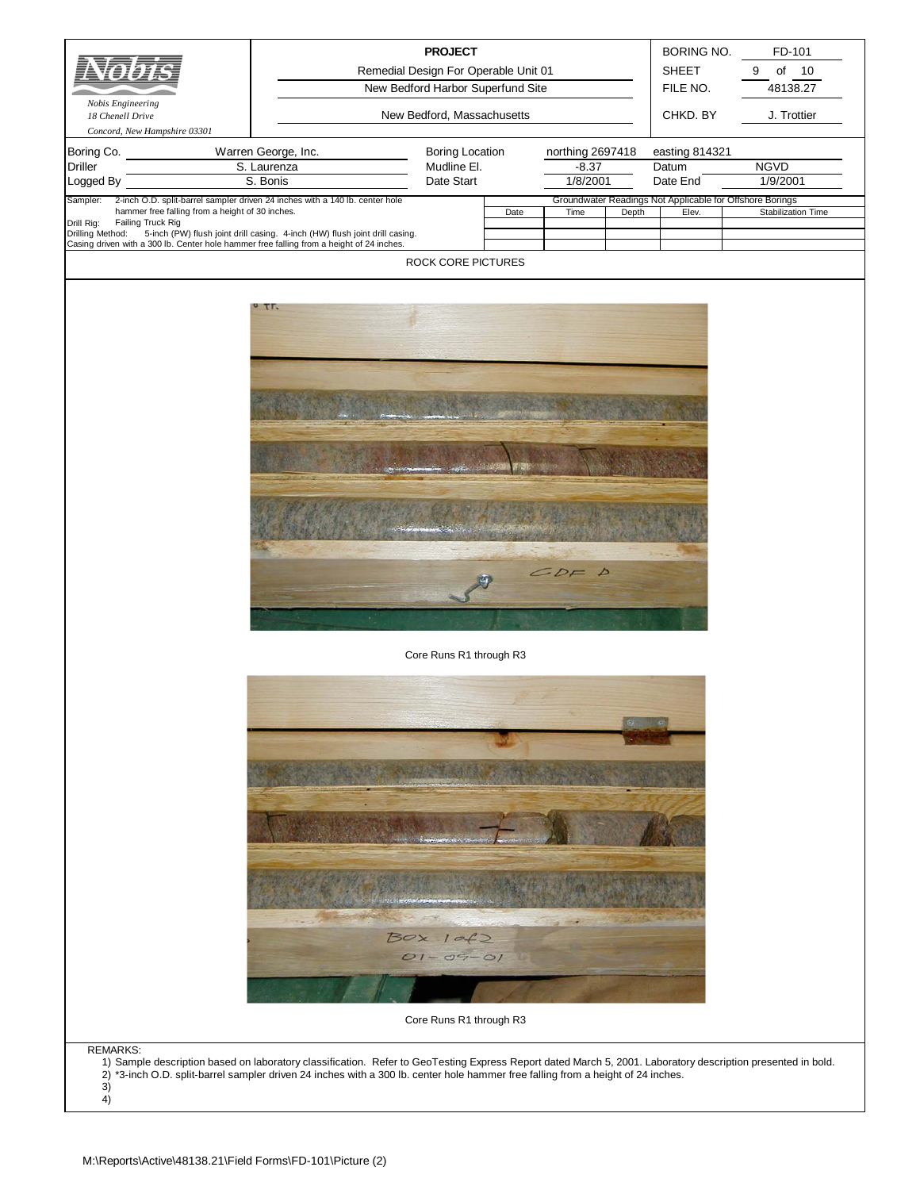| Nobis Engineering<br>18 Chenell Drive<br>Concord, New Hampshire 03301 | **PROJECT**<br>Remedial Design For Operable Unit 01<br>New Bedford Harbor Superfund Site<br>New Bedford, Massachusetts | BORING NO. | FD-101 |
|---|---|---|---|
| | | SHEET | 9 of 10 |
| | | FILE NO. | 48138.27 |
| | | CHKD. BY | J. Trottier |

| Boring Co. | Warren George, Inc. | Boring Location | northing 2697418 | easting 814321 | |
|---|---|---|---|---|---|
| Driller | S. Laurenza | Mudline El. | -8.37 | Datum | NGVD |
| Logged By | S. Bonis | Date Start | 1/8/2001 | Date End | 1/9/2001 |

Sampler: 2-inch O.D. split-barrel sampler driven 24 inches with a 140 lb. center hole hammer free falling from a height of 30 inches.
Drill Rig: Failing Truck Rig
Drilling Method: 5-inch (PW) flush joint drill casing. 4-inch (HW) flush joint drill casing.
Casing driven with a 300 lb. Center hole hammer free falling from a height of 24 inches.

| Groundwater Readings Not Applicable for Offshore Borings | | | | |
|---|---|---|---|---|
| Date | Time | Depth | Elev. | Stabilization Time |
| | | | | |
| | | | | |

## ROCK CORE PICTURES

Core Runs R1 through R3

Core Runs R1 through R3

REMARKS:
1) Sample description based on laboratory classification. Refer to GeoTesting Express Report dated March 5, 2001. Laboratory description presented in bold.
2) *3-inch O.D. split-barrel sampler driven 24 inches with a 300 lb. center hole hammer free falling from a height of 24 inches.
3)
4)

M:\Reports\Active\48138.21\Field Forms\FD-101\Picture (2)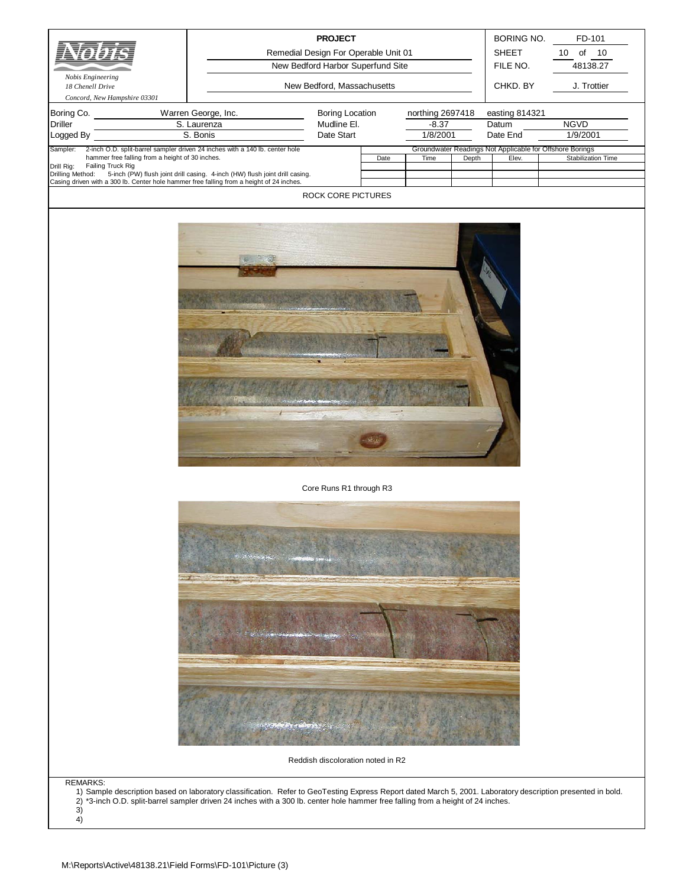Nobis Engineering
18 Chenell Drive
Concord, New Hampshire 03301

| **PROJECT** | | |
|---|---|---|
| Remedial Design For Operable Unit 01 | BORING NO. | FD-101 |
| New Bedford Harbor Superfund Site | SHEET | 10 of 10 |
| | FILE NO. | 48138.27 |
| New Bedford, Massachusetts | CHKD. BY | J. Trottier |

| | | | | | |
|---|---|---|---|---|---|
| Boring Co. | Warren George, Inc. | Boring Location | northing 2697418 | easting 814321 | |
| Driller | S. Laurenza | Mudline El. | -8.37 | Datum | NGVD |
| Logged By | S. Bonis | Date Start | 1/8/2001 | Date End | 1/9/2001 |

Sampler: 2-inch O.D. split-barrel sampler driven 24 inches with a 140 lb. center hole hammer free falling from a height of 30 inches.
Drill Rig: Failing Truck Rig
Drilling Method: 5-inch (PW) flush joint drill casing. 4-inch (HW) flush joint drill casing. Casing driven with a 300 lb. Center hole hammer free falling from a height of 24 inches.

| Groundwater Readings Not Applicable for Offshore Borings | | | | |
|---|---|---|---|---|
| Date | Time | Depth | Elev. | Stabilization Time |
| | | | | |
| | | | | |

ROCK CORE PICTURES

Core Runs R1 through R3

Reddish discoloration noted in R2

REMARKS:
1) Sample description based on laboratory classification. Refer to GeoTesting Express Report dated March 5, 2001. Laboratory description presented in bold.
2) *3-inch O.D. split-barrel sampler driven 24 inches with a 300 lb. center hole hammer free falling from a height of 24 inches.
3)
4)

M:\Reports\Active\48138.21\Field Forms\FD-101\Picture (3)